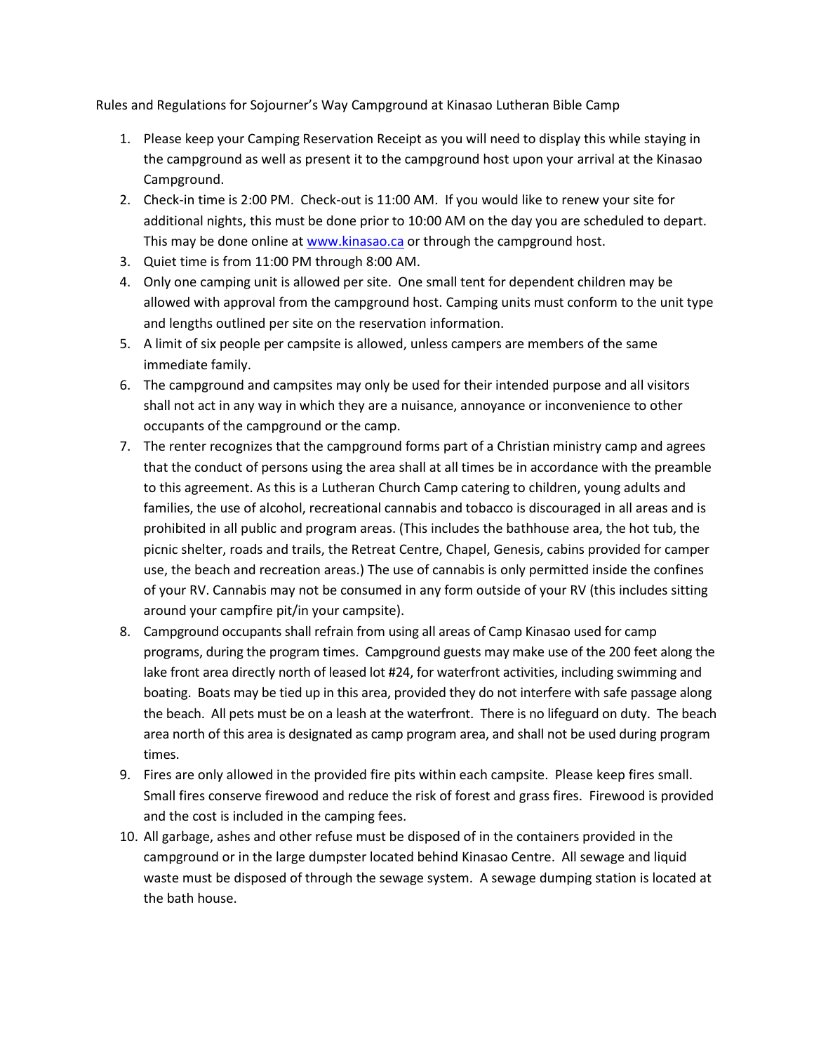Rules and Regulations for Sojourner's Way Campground at Kinasao Lutheran Bible Camp

1. Please keep your Camping Reservation Receipt as you will need to display this while staying in the campground as well as present it to the campground host upon your arrival at the Kinasao Campground.
2. Check-in time is 2:00 PM. Check-out is 11:00 AM. If you would like to renew your site for additional nights, this must be done prior to 10:00 AM on the day you are scheduled to depart. This may be done online at [www.kinasao.ca](http://www.kinasao.ca) or through the campground host.
3. Quiet time is from 11:00 PM through 8:00 AM.
4. Only one camping unit is allowed per site. One small tent for dependent children may be allowed with approval from the campground host. Camping units must conform to the unit type and lengths outlined per site on the reservation information.
5. A limit of six people per campsite is allowed, unless campers are members of the same immediate family.
6. The campground and campsites may only be used for their intended purpose and all visitors shall not act in any way in which they are a nuisance, annoyance or inconvenience to other occupants of the campground or the camp.
7. The renter recognizes that the campground forms part of a Christian ministry camp and agrees that the conduct of persons using the area shall at all times be in accordance with the preamble to this agreement. As this is a Lutheran Church Camp catering to children, young adults and families, the use of alcohol, recreational cannabis and tobacco is discouraged in all areas and is prohibited in all public and program areas. (This includes the bathhouse area, the hot tub, the picnic shelter, roads and trails, the Retreat Centre, Chapel, Genesis, cabins provided for camper use, the beach and recreation areas.) The use of cannabis is only permitted inside the confines of your RV. Cannabis may not be consumed in any form outside of your RV (this includes sitting around your campfire pit/in your campsite).
8. Campground occupants shall refrain from using all areas of Camp Kinasao used for camp programs, during the program times. Campground guests may make use of the 200 feet along the lake front area directly north of leased lot #24, for waterfront activities, including swimming and boating. Boats may be tied up in this area, provided they do not interfere with safe passage along the beach. All pets must be on a leash at the waterfront. There is no lifeguard on duty. The beach area north of this area is designated as camp program area, and shall not be used during program times.
9. Fires are only allowed in the provided fire pits within each campsite. Please keep fires small. Small fires conserve firewood and reduce the risk of forest and grass fires. Firewood is provided and the cost is included in the camping fees.
10. All garbage, ashes and other refuse must be disposed of in the containers provided in the campground or in the large dumpster located behind Kinasao Centre. All sewage and liquid waste must be disposed of through the sewage system. A sewage dumping station is located at the bath house.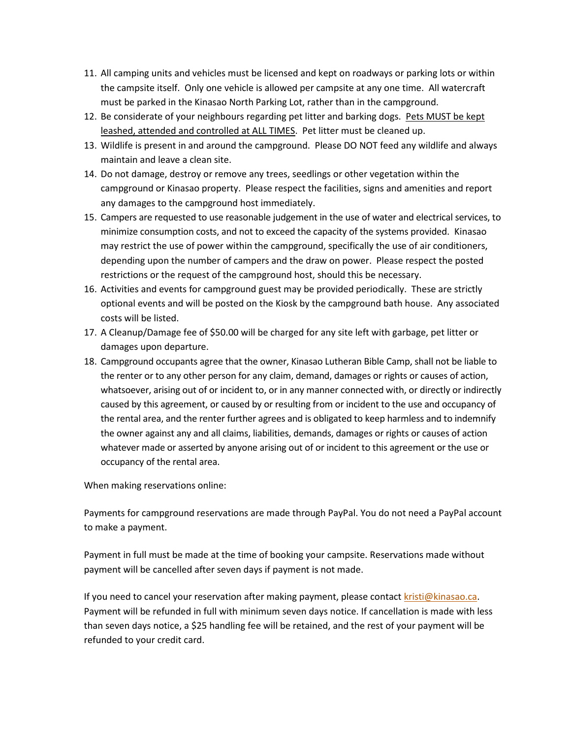11. All camping units and vehicles must be licensed and kept on roadways or parking lots or within the campsite itself. Only one vehicle is allowed per campsite at any one time. All watercraft must be parked in the Kinasao North Parking Lot, rather than in the campground.
12. Be considerate of your neighbours regarding pet litter and barking dogs. <u>Pets MUST be kept leashed, attended and controlled at ALL TIMES</u>. Pet litter must be cleaned up.
13. Wildlife is present in and around the campground. Please DO NOT feed any wildlife and always maintain and leave a clean site.
14. Do not damage, destroy or remove any trees, seedlings or other vegetation within the campground or Kinasao property. Please respect the facilities, signs and amenities and report any damages to the campground host immediately.
15. Campers are requested to use reasonable judgement in the use of water and electrical services, to minimize consumption costs, and not to exceed the capacity of the systems provided. Kinasao may restrict the use of power within the campground, specifically the use of air conditioners, depending upon the number of campers and the draw on power. Please respect the posted restrictions or the request of the campground host, should this be necessary.
16. Activities and events for campground guest may be provided periodically. These are strictly optional events and will be posted on the Kiosk by the campground bath house. Any associated costs will be listed.
17. A Cleanup/Damage fee of $50.00 will be charged for any site left with garbage, pet litter or damages upon departure.
18. Campground occupants agree that the owner, Kinasao Lutheran Bible Camp, shall not be liable to the renter or to any other person for any claim, demand, damages or rights or causes of action, whatsoever, arising out of or incident to, or in any manner connected with, or directly or indirectly caused by this agreement, or caused by or resulting from or incident to the use and occupancy of the rental area, and the renter further agrees and is obligated to keep harmless and to indemnify the owner against any and all claims, liabilities, demands, damages or rights or causes of action whatever made or asserted by anyone arising out of or incident to this agreement or the use or occupancy of the rental area.

When making reservations online:

Payments for campground reservations are made through PayPal. You do not need a PayPal account to make a payment.

Payment in full must be made at the time of booking your campsite. Reservations made without payment will be cancelled after seven days if payment is not made.

If you need to cancel your reservation after making payment, please contact [kristi@kinasao.ca](mailto:kristi@kinasao.ca). Payment will be refunded in full with minimum seven days notice. If cancellation is made with less than seven days notice, a $25 handling fee will be retained, and the rest of your payment will be refunded to your credit card.